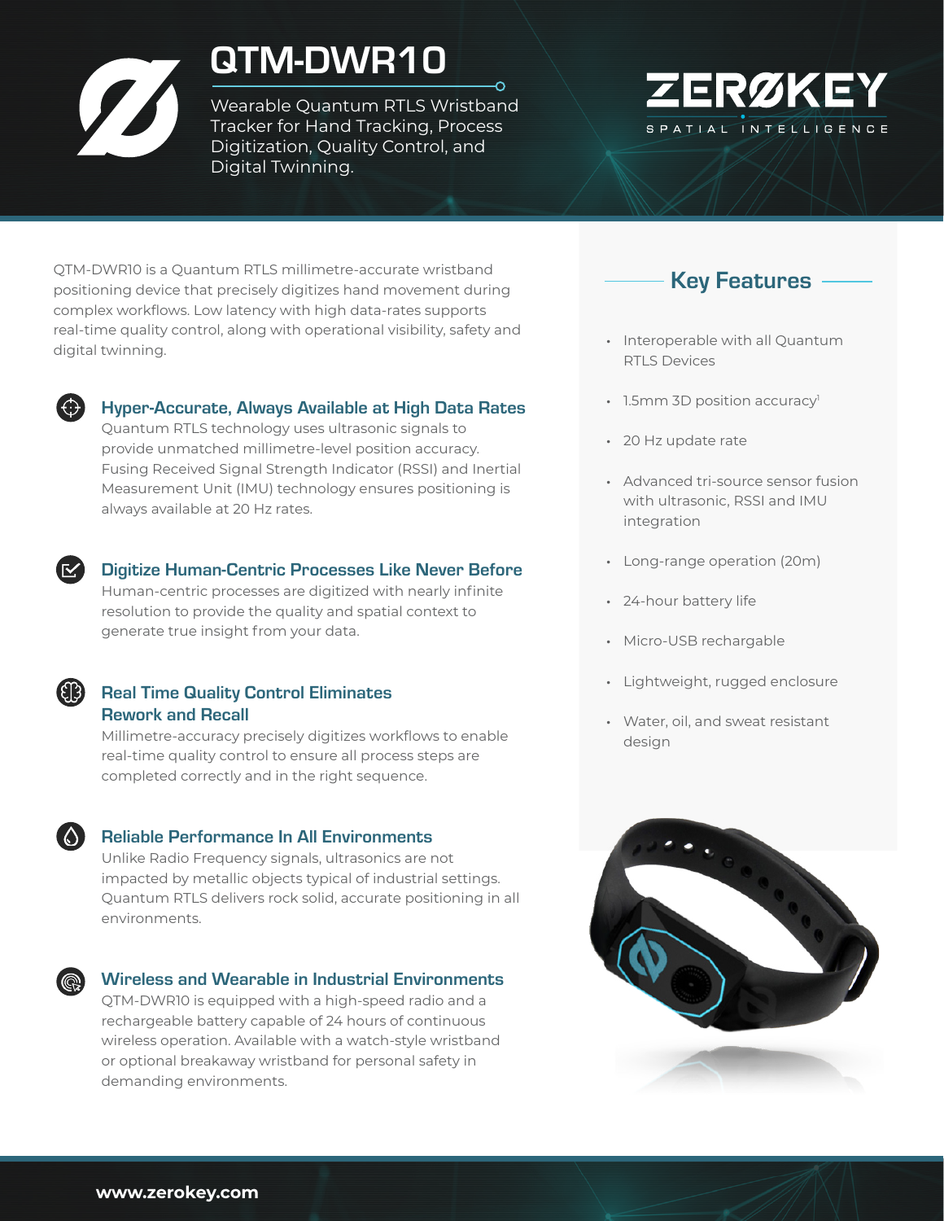# QTM-DWR10

Wearable Quantum RTLS Wristband Tracker for Hand Tracking, Process Digitization, Quality Control, and Digital Twinning.

ZERØKEY
SPATIAL INTELLIGENCE

QTM-DWR10 is a Quantum RTLS millimetre-accurate wristband positioning device that precisely digitizes hand movement during complex workflows. Low latency with high data-rates supports real-time quality control, along with operational visibility, safety and digital twinning.

### Hyper-Accurate, Always Available at High Data Rates

Quantum RTLS technology uses ultrasonic signals to provide unmatched millimetre-level position accuracy. Fusing Received Signal Strength Indicator (RSSI) and Inertial Measurement Unit (IMU) technology ensures positioning is always available at 20 Hz rates.

### Digitize Human-Centric Processes Like Never Before

Human-centric processes are digitized with nearly infinite resolution to provide the quality and spatial context to generate true insight from your data.

### Real Time Quality Control Eliminates Rework and Recall

Millimetre-accuracy precisely digitizes workflows to enable real-time quality control to ensure all process steps are completed correctly and in the right sequence.

### Reliable Performance In All Environments

Unlike Radio Frequency signals, ultrasonics are not impacted by metallic objects typical of industrial settings. Quantum RTLS delivers rock solid, accurate positioning in all environments.

### Wireless and Wearable in Industrial Environments

QTM-DWR10 is equipped with a high-speed radio and a rechargeable battery capable of 24 hours of continuous wireless operation. Available with a watch-style wristband or optional breakaway wristband for personal safety in demanding environments.

## Key Features

- Interoperable with all Quantum RTLS Devices
- 1.5mm 3D position accuracy[1]
- 20 Hz update rate
- Advanced tri-source sensor fusion with ultrasonic, RSSI and IMU integration
- Long-range operation (20m)
- 24-hour battery life
- Micro-USB rechargable
- Lightweight, rugged enclosure
- Water, oil, and sweat resistant design

**www.zerokey.com**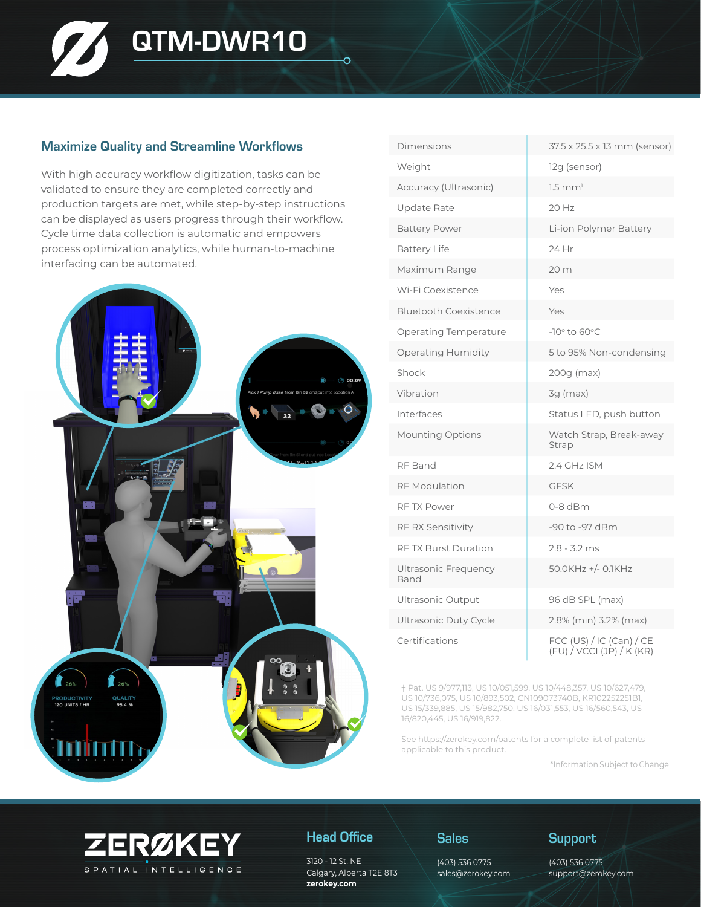# QTM-DWR10

## Maximize Quality and Streamline Workflows

With high accuracy workflow digitization, tasks can be validated to ensure they are completed correctly and production targets are met, while step-by-step instructions can be displayed as users progress through their workflow. Cycle time data collection is automatic and empowers process optimization analytics, while human-to-machine interfacing can be automated.

| | |
|---|---|
| Dimensions | 37.5 x 25.5 x 13 mm (sensor) |
| Weight | 12g (sensor) |
| Accuracy (Ultrasonic) | 1.5 mm[1] |
| Update Rate | 20 Hz |
| Battery Power | Li-ion Polymer Battery |
| Battery Life | 24 Hr |
| Maximum Range | 20 m |
| Wi-Fi Coexistence | Yes |
| Bluetooth Coexistence | Yes |
| Operating Temperature | -10° to 60°C |
| Operating Humidity | 5 to 95% Non-condensing |
| Shock | 200g (max) |
| Vibration | 3g (max) |
| Interfaces | Status LED, push button |
| Mounting Options | Watch Strap, Break-away Strap |
| RF Band | 2.4 GHz ISM |
| RF Modulation | GFSK |
| RF TX Power | 0-8 dBm |
| RF RX Sensitivity | -90 to -97 dBm |
| RF TX Burst Duration | 2.8 - 3.2 ms |
| Ultrasonic Frequency Band | 50.0KHz +/- 0.1KHz |
| Ultrasonic Output | 96 dB SPL (max) |
| Ultrasonic Duty Cycle | 2.8% (min) 3.2% (max) |
| Certifications | FCC (US) / IC (Can) / CE (EU) / VCCI (JP) / K (KR) |

† Pat. US 9/977,113, US 10/051,599, US 10/448,357, US 10/627,479, US 10/736,075, US 10/893,502, CN109073740B, KR102252251B1, US 15/339,885, US 15/982,750, US 16/031,553, US 16/560,543, US 16/820,445, US 16/919,822.

See https://zerokey.com/patents for a complete list of patents applicable to this product.

*Information Subject to Change

ZERØKEY
SPATIAL INTELLIGENCE

**Head Office**
3120 - 12 St. NE
Calgary, Alberta T2E 8T3
**zerokey.com**

**Sales**
(403) 536 0775
sales@zerokey.com

**Support**
(403) 536 0775
support@zerokey.com